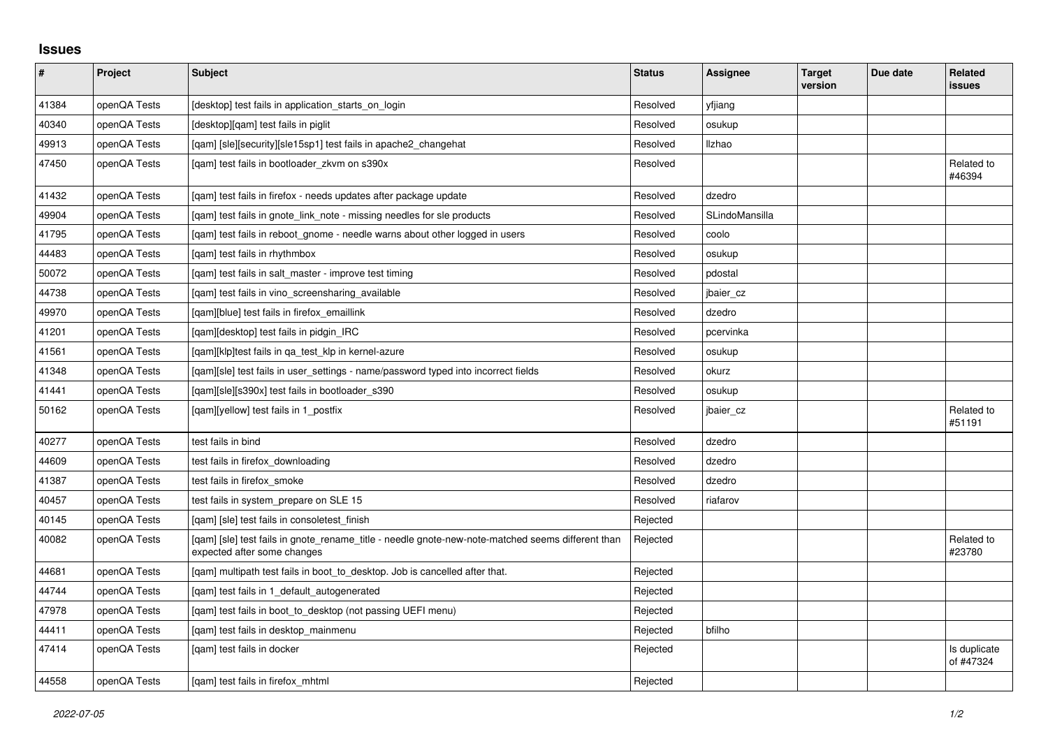## Issues

| # | Project | Subject | Status | Assignee | Target version | Due date | Related issues |
|---|---|---|---|---|---|---|---|
| 41384 | openQA Tests | [desktop] test fails in application_starts_on_login | Resolved | yfjiang | | | |
| 40340 | openQA Tests | [desktop][qam] test fails in piglit | Resolved | osukup | | | |
| 49913 | openQA Tests | [qam] [sle][security][sle15sp1] test fails in apache2_changehat | Resolved | llzhao | | | |
| 47450 | openQA Tests | [qam] test fails in bootloader_zkvm on s390x | Resolved | | | | Related to #46394 |
| 41432 | openQA Tests | [qam] test fails in firefox - needs updates after package update | Resolved | dzedro | | | |
| 49904 | openQA Tests | [qam] test fails in gnote_link_note - missing needles for sle products | Resolved | SLindoMansilla | | | |
| 41795 | openQA Tests | [qam] test fails in reboot_gnome - needle warns about other logged in users | Resolved | coolo | | | |
| 44483 | openQA Tests | [qam] test fails in rhythmbox | Resolved | osukup | | | |
| 50072 | openQA Tests | [qam] test fails in salt_master - improve test timing | Resolved | pdostal | | | |
| 44738 | openQA Tests | [qam] test fails in vino_screensharing_available | Resolved | jbaier_cz | | | |
| 49970 | openQA Tests | [qam][blue] test fails in firefox_emaillink | Resolved | dzedro | | | |
| 41201 | openQA Tests | [qam][desktop] test fails in pidgin_IRC | Resolved | pcervinka | | | |
| 41561 | openQA Tests | [qam][klp]test fails in qa_test_klp in kernel-azure | Resolved | osukup | | | |
| 41348 | openQA Tests | [qam][sle] test fails in user_settings - name/password typed into incorrect fields | Resolved | okurz | | | |
| 41441 | openQA Tests | [qam][sle][s390x] test fails in bootloader_s390 | Resolved | osukup | | | |
| 50162 | openQA Tests | [qam][yellow] test fails in 1_postfix | Resolved | jbaier_cz | | | Related to #51191 |
| 40277 | openQA Tests | test fails in bind | Resolved | dzedro | | | |
| 44609 | openQA Tests | test fails in firefox_downloading | Resolved | dzedro | | | |
| 41387 | openQA Tests | test fails in firefox_smoke | Resolved | dzedro | | | |
| 40457 | openQA Tests | test fails in system_prepare on SLE 15 | Resolved | riafarov | | | |
| 40145 | openQA Tests | [qam] [sle] test fails in consoletest_finish | Rejected | | | | |
| 40082 | openQA Tests | [qam] [sle] test fails in gnote_rename_title - needle gnote-new-note-matched seems different than expected after some changes | Rejected | | | | Related to #23780 |
| 44681 | openQA Tests | [qam] multipath test fails in boot_to_desktop. Job is cancelled after that. | Rejected | | | | |
| 44744 | openQA Tests | [qam] test fails in 1_default_autogenerated | Rejected | | | | |
| 47978 | openQA Tests | [qam] test fails in boot_to_desktop (not passing UEFI menu) | Rejected | | | | |
| 44411 | openQA Tests | [qam] test fails in desktop_mainmenu | Rejected | bfilho | | | |
| 47414 | openQA Tests | [qam] test fails in docker | Rejected | | | | Is duplicate of #47324 |
| 44558 | openQA Tests | [qam] test fails in firefox_mhtml | Rejected | | | | |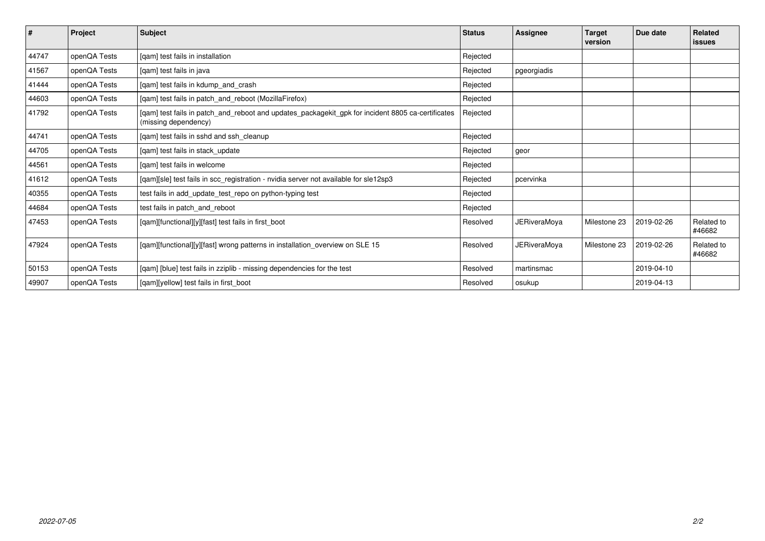| # | Project | Subject | Status | Assignee | Target version | Due date | Related issues |
|---|---|---|---|---|---|---|---|
| 44747 | openQA Tests | [qam] test fails in installation | Rejected | | | | |
| 41567 | openQA Tests | [qam] test fails in java | Rejected | pgeorgiadis | | | |
| 41444 | openQA Tests | [qam] test fails in kdump_and_crash | Rejected | | | | |
| 44603 | openQA Tests | [qam] test fails in patch_and_reboot (MozillaFirefox) | Rejected | | | | |
| 41792 | openQA Tests | [qam] test fails in patch_and_reboot and updates_packagekit_gpk for incident 8805 ca-certificates (missing dependency) | Rejected | | | | |
| 44741 | openQA Tests | [qam] test fails in sshd and ssh_cleanup | Rejected | | | | |
| 44705 | openQA Tests | [qam] test fails in stack_update | Rejected | geor | | | |
| 44561 | openQA Tests | [qam] test fails in welcome | Rejected | | | | |
| 41612 | openQA Tests | [qam][sle] test fails in scc_registration - nvidia server not available for sle12sp3 | Rejected | pcervinka | | | |
| 40355 | openQA Tests | test fails in add_update_test_repo on python-typing test | Rejected | | | | |
| 44684 | openQA Tests | test fails in patch_and_reboot | Rejected | | | | |
| 47453 | openQA Tests | [qam][functional][y][fast] test fails in first_boot | Resolved | JERiveraMoya | Milestone 23 | 2019-02-26 | Related to #46682 |
| 47924 | openQA Tests | [qam][functional][y][fast] wrong patterns in installation_overview on SLE 15 | Resolved | JERiveraMoya | Milestone 23 | 2019-02-26 | Related to #46682 |
| 50153 | openQA Tests | [qam] [blue] test fails in zziplib - missing dependencies for the test | Resolved | martinsmac | | 2019-04-10 | |
| 49907 | openQA Tests | [qam][yellow] test fails in first_boot | Resolved | osukup | | 2019-04-13 | |